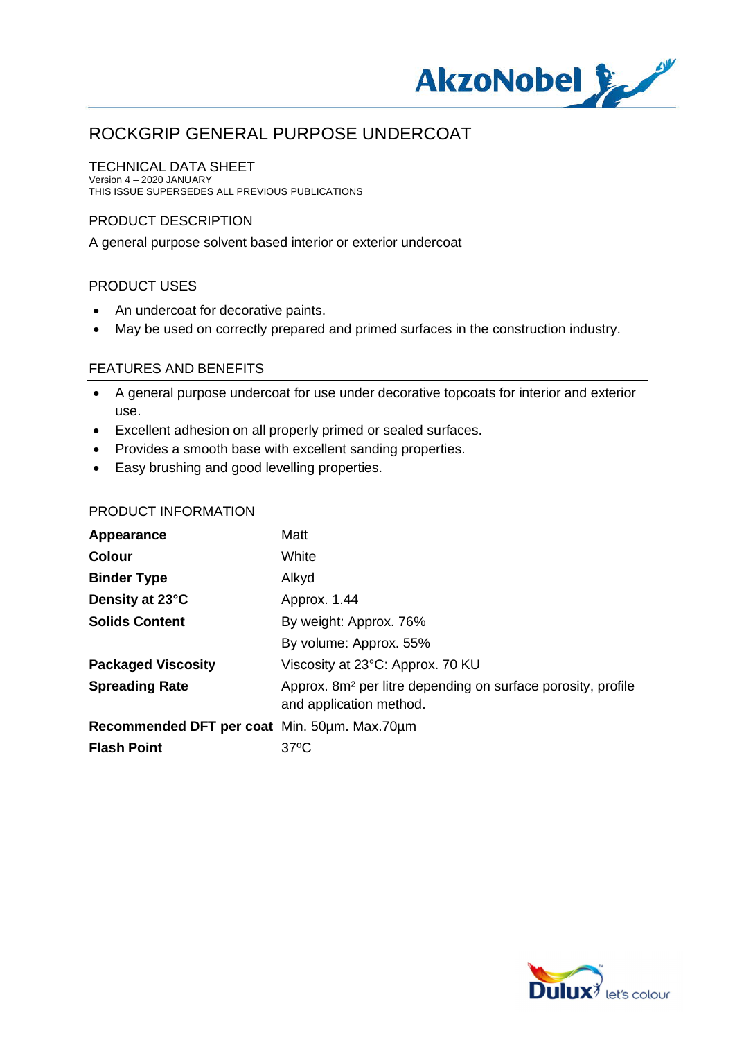# ROCKGRIP GENERAL PURPOSE UNDERCOAT

TECHNICAL DATA SHEET
Version 4 – 2020 JANUARY
THIS ISSUE SUPERSEDES ALL PREVIOUS PUBLICATIONS

## PRODUCT DESCRIPTION

A general purpose solvent based interior or exterior undercoat

## PRODUCT USES

- An undercoat for decorative paints.
- May be used on correctly prepared and primed surfaces in the construction industry.

## FEATURES AND BENEFITS

- A general purpose undercoat for use under decorative topcoats for interior and exterior use.
- Excellent adhesion on all properly primed or sealed surfaces.
- Provides a smooth base with excellent sanding properties.
- Easy brushing and good levelling properties.

## PRODUCT INFORMATION

| | |
|---|---|
| **Appearance** | Matt |
| **Colour** | White |
| **Binder Type** | Alkyd |
| **Density at 23°C** | Approx. 1.44 |
| **Solids Content** | By weight: Approx. 76% |
| | By volume: Approx. 55% |
| **Packaged Viscosity** | Viscosity at 23°C: Approx. 70 KU |
| **Spreading Rate** | Approx. 8m² per litre depending on surface porosity, profile and application method. |
| **Recommended DFT per coat** | Min. 50µm. Max.70µm |
| **Flash Point** | 37ºC |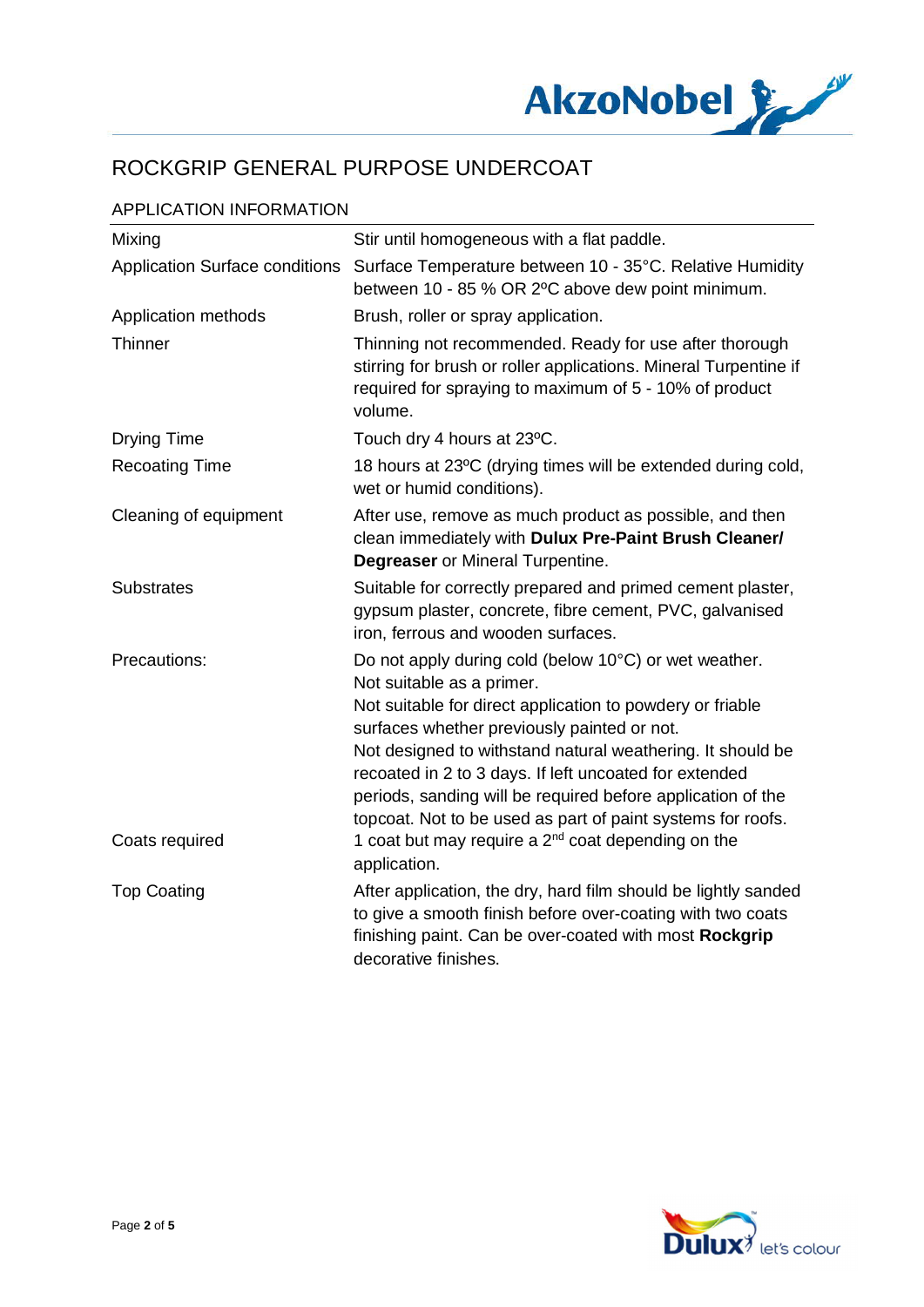# ROCKGRIP GENERAL PURPOSE UNDERCOAT

## APPLICATION INFORMATION

| | |
|---|---|
| Mixing | Stir until homogeneous with a flat paddle. |
| Application Surface conditions | Surface Temperature between 10 - 35°C. Relative Humidity between 10 - 85 % OR 2ºC above dew point minimum. |
| Application methods | Brush, roller or spray application. |
| Thinner | Thinning not recommended. Ready for use after thorough stirring for brush or roller applications. Mineral Turpentine if required for spraying to maximum of 5 - 10% of product volume. |
| Drying Time | Touch dry 4 hours at 23ºC. |
| Recoating Time | 18 hours at 23ºC (drying times will be extended during cold, wet or humid conditions). |
| Cleaning of equipment | After use, remove as much product as possible, and then clean immediately with **Dulux Pre-Paint Brush Cleaner/ Degreaser** or Mineral Turpentine. |
| Substrates | Suitable for correctly prepared and primed cement plaster, gypsum plaster, concrete, fibre cement, PVC, galvanised iron, ferrous and wooden surfaces. |
| Precautions: | Do not apply during cold (below 10°C) or wet weather. Not suitable as a primer. Not suitable for direct application to powdery or friable surfaces whether previously painted or not. Not designed to withstand natural weathering. It should be recoated in 2 to 3 days. If left uncoated for extended periods, sanding will be required before application of the topcoat. Not to be used as part of paint systems for roofs. |
| Coats required | 1 coat but may require a 2nd coat depending on the application. |
| Top Coating | After application, the dry, hard film should be lightly sanded to give a smooth finish before over-coating with two coats finishing paint. Can be over-coated with most **Rockgrip** decorative finishes. |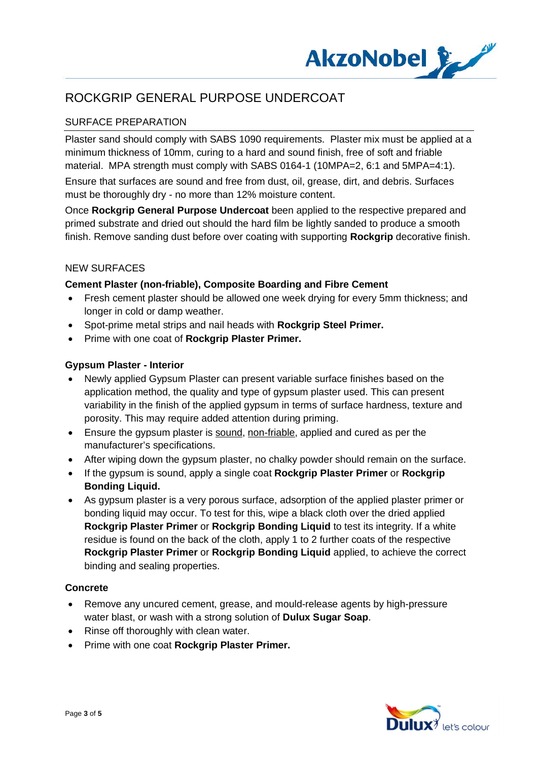# ROCKGRIP GENERAL PURPOSE UNDERCOAT

## SURFACE PREPARATION

Plaster sand should comply with SABS 1090 requirements. Plaster mix must be applied at a minimum thickness of 10mm, curing to a hard and sound finish, free of soft and friable material. MPA strength must comply with SABS 0164-1 (10MPA=2, 6:1 and 5MPA=4:1).

Ensure that surfaces are sound and free from dust, oil, grease, dirt, and debris. Surfaces must be thoroughly dry - no more than 12% moisture content.

Once **Rockgrip General Purpose Undercoat** been applied to the respective prepared and primed substrate and dried out should the hard film be lightly sanded to produce a smooth finish. Remove sanding dust before over coating with supporting **Rockgrip** decorative finish.

## NEW SURFACES

**Cement Plaster (non-friable), Composite Boarding and Fibre Cement**

- Fresh cement plaster should be allowed one week drying for every 5mm thickness; and longer in cold or damp weather.
- Spot-prime metal strips and nail heads with **Rockgrip Steel Primer.**
- Prime with one coat of **Rockgrip Plaster Primer.**

**Gypsum Plaster - Interior**

- Newly applied Gypsum Plaster can present variable surface finishes based on the application method, the quality and type of gypsum plaster used. This can present variability in the finish of the applied gypsum in terms of surface hardness, texture and porosity. This may require added attention during priming.
- Ensure the gypsum plaster is sound, non-friable, applied and cured as per the manufacturer's specifications.
- After wiping down the gypsum plaster, no chalky powder should remain on the surface.
- If the gypsum is sound, apply a single coat **Rockgrip Plaster Primer** or **Rockgrip Bonding Liquid.**
- As gypsum plaster is a very porous surface, adsorption of the applied plaster primer or bonding liquid may occur. To test for this, wipe a black cloth over the dried applied **Rockgrip Plaster Primer** or **Rockgrip Bonding Liquid** to test its integrity. If a white residue is found on the back of the cloth, apply 1 to 2 further coats of the respective **Rockgrip Plaster Primer** or **Rockgrip Bonding Liquid** applied, to achieve the correct binding and sealing properties.

**Concrete**

- Remove any uncured cement, grease, and mould-release agents by high-pressure water blast, or wash with a strong solution of **Dulux Sugar Soap**.
- Rinse off thoroughly with clean water.
- Prime with one coat **Rockgrip Plaster Primer.**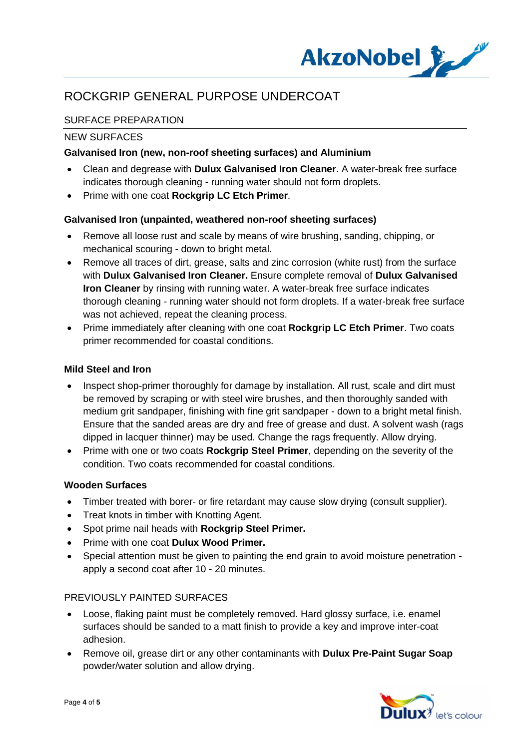# ROCKGRIP GENERAL PURPOSE UNDERCOAT

## SURFACE PREPARATION

### NEW SURFACES

**Galvanised Iron (new, non-roof sheeting surfaces) and Aluminium**

- Clean and degrease with **Dulux Galvanised Iron Cleaner**. A water-break free surface indicates thorough cleaning - running water should not form droplets.
- Prime with one coat **Rockgrip LC Etch Primer**.

**Galvanised Iron (unpainted, weathered non-roof sheeting surfaces)**

- Remove all loose rust and scale by means of wire brushing, sanding, chipping, or mechanical scouring - down to bright metal.
- Remove all traces of dirt, grease, salts and zinc corrosion (white rust) from the surface with **Dulux Galvanised Iron Cleaner.** Ensure complete removal of **Dulux Galvanised Iron Cleaner** by rinsing with running water. A water-break free surface indicates thorough cleaning - running water should not form droplets. If a water-break free surface was not achieved, repeat the cleaning process.
- Prime immediately after cleaning with one coat **Rockgrip LC Etch Primer**. Two coats primer recommended for coastal conditions.

**Mild Steel and Iron**

- Inspect shop-primer thoroughly for damage by installation. All rust, scale and dirt must be removed by scraping or with steel wire brushes, and then thoroughly sanded with medium grit sandpaper, finishing with fine grit sandpaper - down to a bright metal finish. Ensure that the sanded areas are dry and free of grease and dust. A solvent wash (rags dipped in lacquer thinner) may be used. Change the rags frequently. Allow drying.
- Prime with one or two coats **Rockgrip Steel Primer**, depending on the severity of the condition. Two coats recommended for coastal conditions.

**Wooden Surfaces**

- Timber treated with borer- or fire retardant may cause slow drying (consult supplier).
- Treat knots in timber with Knotting Agent.
- Spot prime nail heads with **Rockgrip Steel Primer.**
- Prime with one coat **Dulux Wood Primer.**
- Special attention must be given to painting the end grain to avoid moisture penetration - apply a second coat after 10 - 20 minutes.

### PREVIOUSLY PAINTED SURFACES

- Loose, flaking paint must be completely removed. Hard glossy surface, i.e. enamel surfaces should be sanded to a matt finish to provide a key and improve inter-coat adhesion.
- Remove oil, grease dirt or any other contaminants with **Dulux Pre-Paint Sugar Soap** powder/water solution and allow drying.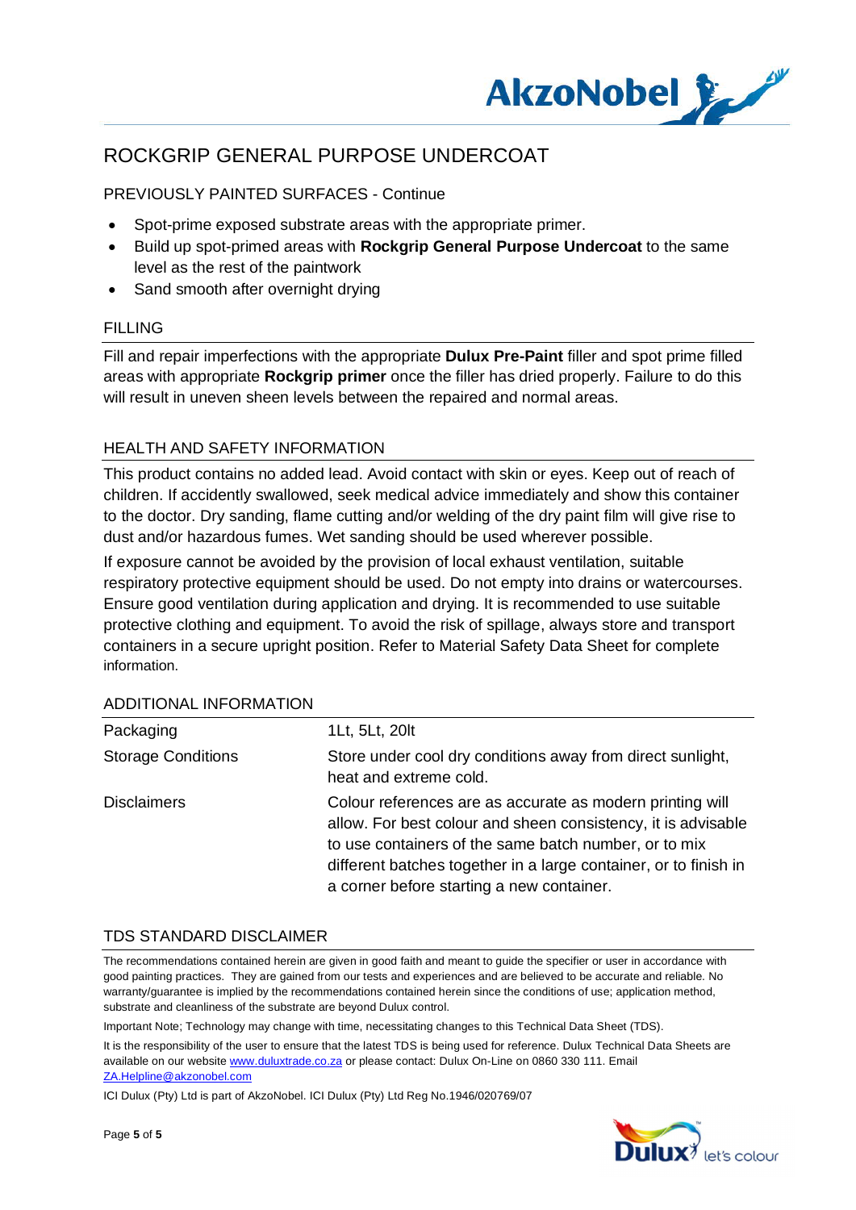# ROCKGRIP GENERAL PURPOSE UNDERCOAT

## PREVIOUSLY PAINTED SURFACES - Continue

- Spot-prime exposed substrate areas with the appropriate primer.
- Build up spot-primed areas with **Rockgrip General Purpose Undercoat** to the same level as the rest of the paintwork
- Sand smooth after overnight drying

## FILLING

Fill and repair imperfections with the appropriate **Dulux Pre-Paint** filler and spot prime filled areas with appropriate **Rockgrip primer** once the filler has dried properly. Failure to do this will result in uneven sheen levels between the repaired and normal areas.

## HEALTH AND SAFETY INFORMATION

This product contains no added lead. Avoid contact with skin or eyes. Keep out of reach of children. If accidently swallowed, seek medical advice immediately and show this container to the doctor. Dry sanding, flame cutting and/or welding of the dry paint film will give rise to dust and/or hazardous fumes. Wet sanding should be used wherever possible.

If exposure cannot be avoided by the provision of local exhaust ventilation, suitable respiratory protective equipment should be used. Do not empty into drains or watercourses. Ensure good ventilation during application and drying. It is recommended to use suitable protective clothing and equipment. To avoid the risk of spillage, always store and transport containers in a secure upright position. Refer to Material Safety Data Sheet for complete information.

## ADDITIONAL INFORMATION

| | |
|---|---|
| Packaging | 1Lt, 5Lt, 20lt |
| Storage Conditions | Store under cool dry conditions away from direct sunlight, heat and extreme cold. |
| Disclaimers | Colour references are as accurate as modern printing will allow. For best colour and sheen consistency, it is advisable to use containers of the same batch number, or to mix different batches together in a large container, or to finish in a corner before starting a new container. |

## TDS STANDARD DISCLAIMER

The recommendations contained herein are given in good faith and meant to guide the specifier or user in accordance with good painting practices. They are gained from our tests and experiences and are believed to be accurate and reliable. No warranty/guarantee is implied by the recommendations contained herein since the conditions of use; application method, substrate and cleanliness of the substrate are beyond Dulux control.

Important Note; Technology may change with time, necessitating changes to this Technical Data Sheet (TDS).

It is the responsibility of the user to ensure that the latest TDS is being used for reference. Dulux Technical Data Sheets are available on our website www.duluxtrade.co.za or please contact: Dulux On-Line on 0860 330 111. Email ZA.Helpline@akzonobel.com

ICI Dulux (Pty) Ltd is part of AkzoNobel. ICI Dulux (Pty) Ltd Reg No.1946/020769/07